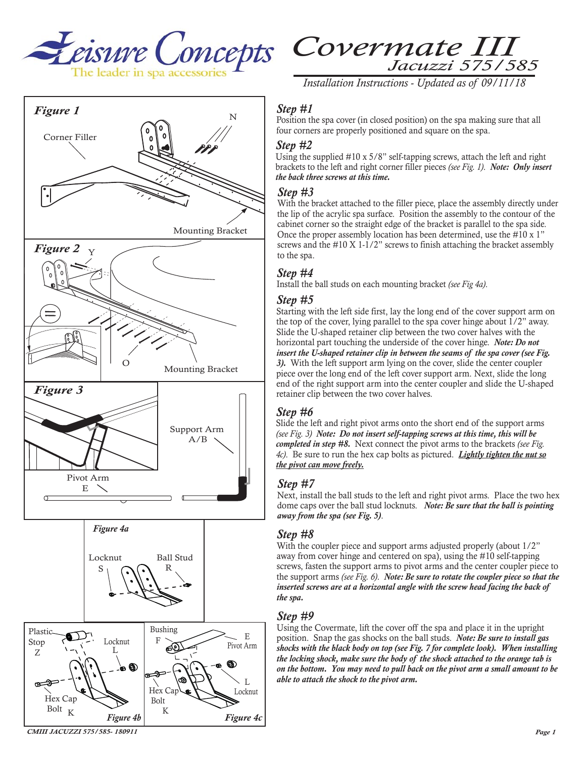# Covermate III

## Jacuzzi 575/585

*Installation Instructions - Updated as of 09/11/18*

Figure 1

Corner Filler

N

Mounting Bracket

Figure 2

Y

O

Mounting Bracket

Figure 3

Support Arm A/B

Pivot Arm E

Figure 4a

Locknut S

Ball Stud R

Plastic Stop Z

Locknut L

Hex Cap Bolt K

Figure 4b

Bushing F

E Pivot Arm

L Locknut

Hex Cap Bolt K

Figure 4c

### Step #1

Position the spa cover (in closed position) on the spa making sure that all four corners are properly positioned and square on the spa.

### Step #2

Using the supplied #10 x 5/8" self-tapping screws, attach the left and right brackets to the left and right corner filler pieces *(see Fig. 1)*. ***Note: Only insert the back three screws at this time.***

### Step #3

With the bracket attached to the filler piece, place the assembly directly under the lip of the acrylic spa surface. Position the assembly to the contour of the cabinet corner so the straight edge of the bracket is parallel to the spa side. Once the proper assembly location has been determined, use the #10 x 1" screws and the #10 X 1-1/2" screws to finish attaching the bracket assembly to the spa.

### Step #4

Install the ball studs on each mounting bracket *(see Fig 4a)*.

### Step #5

Starting with the left side first, lay the long end of the cover support arm on the top of the cover, lying parallel to the spa cover hinge about 1/2" away. Slide the U-shaped retainer clip between the two cover halves with the horizontal part touching the underside of the cover hinge. ***Note: Do not insert the U-shaped retainer clip in between the seams of the spa cover (see Fig. 3).*** With the left support arm lying on the cover, slide the center coupler piece over the long end of the left cover support arm. Next, slide the long end of the right support arm into the center coupler and slide the U-shaped retainer clip between the two cover halves.

### Step #6

Slide the left and right pivot arms onto the short end of the support arms *(see Fig. 3)* ***Note: Do not insert self-tapping screws at this time, this will be completed in step #8.*** Next connect the pivot arms to the brackets *(see Fig. 4c)*. Be sure to run the hex cap bolts as pictured. ***Lightly tighten the nut so the pivot can move freely.***

### Step #7

Next, install the ball studs to the left and right pivot arms. Place the two hex dome caps over the ball stud locknuts. ***Note: Be sure that the ball is pointing away from the spa (see Fig. 5).***

### Step #8

With the coupler piece and support arms adjusted properly (about 1/2" away from cover hinge and centered on spa), using the #10 self-tapping screws, fasten the support arms to pivot arms and the center coupler piece to the support arms *(see Fig. 6)*. ***Note: Be sure to rotate the coupler piece so that the inserted screws are at a horizontal angle with the screw head facing the back of the spa.***

### Step #9

Using the Covermate, lift the cover off the spa and place it in the upright position. Snap the gas shocks on the ball studs. ***Note: Be sure to install gas shocks with the black body on top (see Fig. 7 for complete look). When installing the locking shock, make sure the body of the shock attached to the orange tab is on the bottom. You may need to pull back on the pivot arm a small amount to be able to attach the shock to the pivot arm.***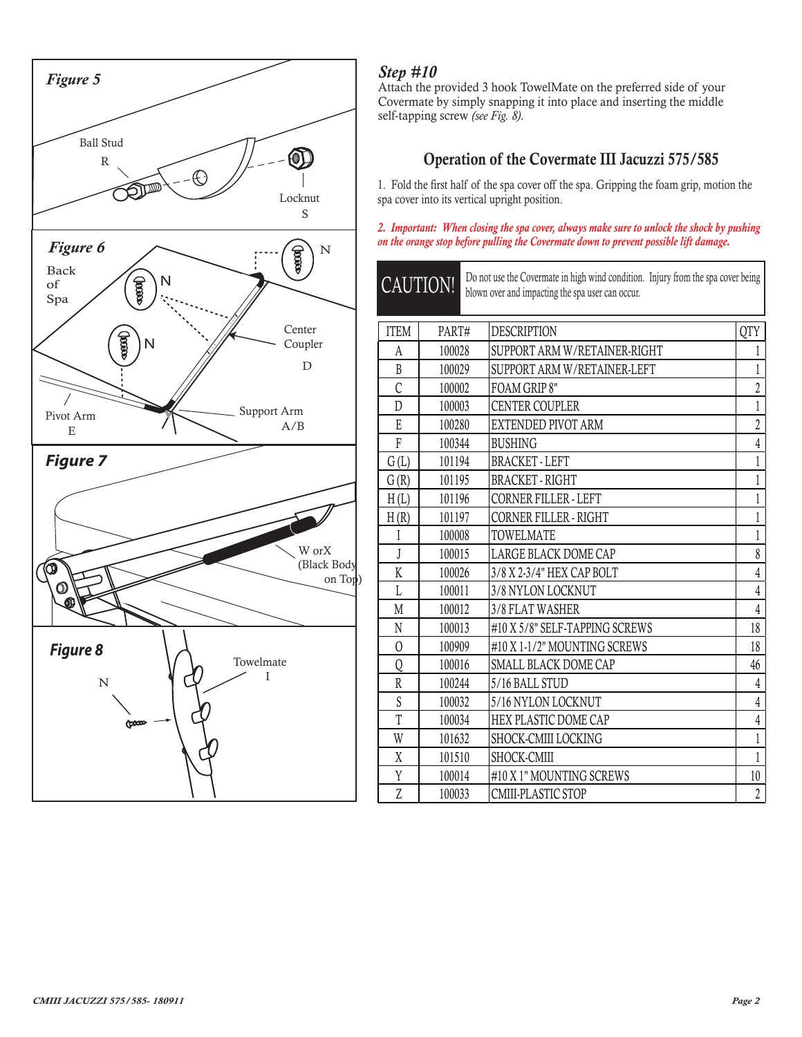Figure 5

Ball Stud
R

Locknut
S

Figure 6

Back of Spa

N

N

N

Center Coupler
D

Pivot Arm
E

Support Arm
A/B

Figure 7

W orX
(Black Body on Top)

Figure 8

N

Towelmate
I

### *Step #10*

Attach the provided 3 hook TowelMate on the preferred side of your Covermate by simply snapping it into place and inserting the middle self-tapping screw *(see Fig. 8).*

## Operation of the Covermate III Jacuzzi 575/585

1. Fold the first half of the spa cover off the spa. Gripping the foam grip, motion the spa cover into its vertical upright position.

*2. Important: When closing the spa cover, always make sure to unlock the shock by pushing on the orange stop before pulling the Covermate down to prevent possible lift damage.*

**CAUTION!** Do not use the Covermate in high wind condition. Injury from the spa cover being blown over and impacting the spa user can occur.

| ITEM | PART# | DESCRIPTION | QTY |
|---|---|---|---|
| A | 100028 | SUPPORT ARM W/RETAINER-RIGHT | 1 |
| B | 100029 | SUPPORT ARM W/RETAINER-LEFT | 1 |
| C | 100002 | FOAM GRIP 8" | 2 |
| D | 100003 | CENTER COUPLER | 1 |
| E | 100280 | EXTENDED PIVOT ARM | 2 |
| F | 100344 | BUSHING | 4 |
| G (L) | 101194 | BRACKET - LEFT | 1 |
| G (R) | 101195 | BRACKET - RIGHT | 1 |
| H (L) | 101196 | CORNER FILLER - LEFT | 1 |
| H (R) | 101197 | CORNER FILLER - RIGHT | 1 |
| I | 100008 | TOWELMATE | 1 |
| J | 100015 | LARGE BLACK DOME CAP | 8 |
| K | 100026 | 3/8 X 2-3/4" HEX CAP BOLT | 4 |
| L | 100011 | 3/8 NYLON LOCKNUT | 4 |
| M | 100012 | 3/8 FLAT WASHER | 4 |
| N | 100013 | #10 X 5/8" SELF-TAPPING SCREWS | 18 |
| O | 100909 | #10 X 1-1/2" MOUNTING SCREWS | 18 |
| Q | 100016 | SMALL BLACK DOME CAP | 46 |
| R | 100244 | 5/16 BALL STUD | 4 |
| S | 100032 | 5/16 NYLON LOCKNUT | 4 |
| T | 100034 | HEX PLASTIC DOME CAP | 4 |
| W | 101632 | SHOCK-CMIII LOCKING | 1 |
| X | 101510 | SHOCK-CMIII | 1 |
| Y | 100014 | #10 X 1" MOUNTING SCREWS | 10 |
| Z | 100033 | CMIII-PLASTIC STOP | 2 |